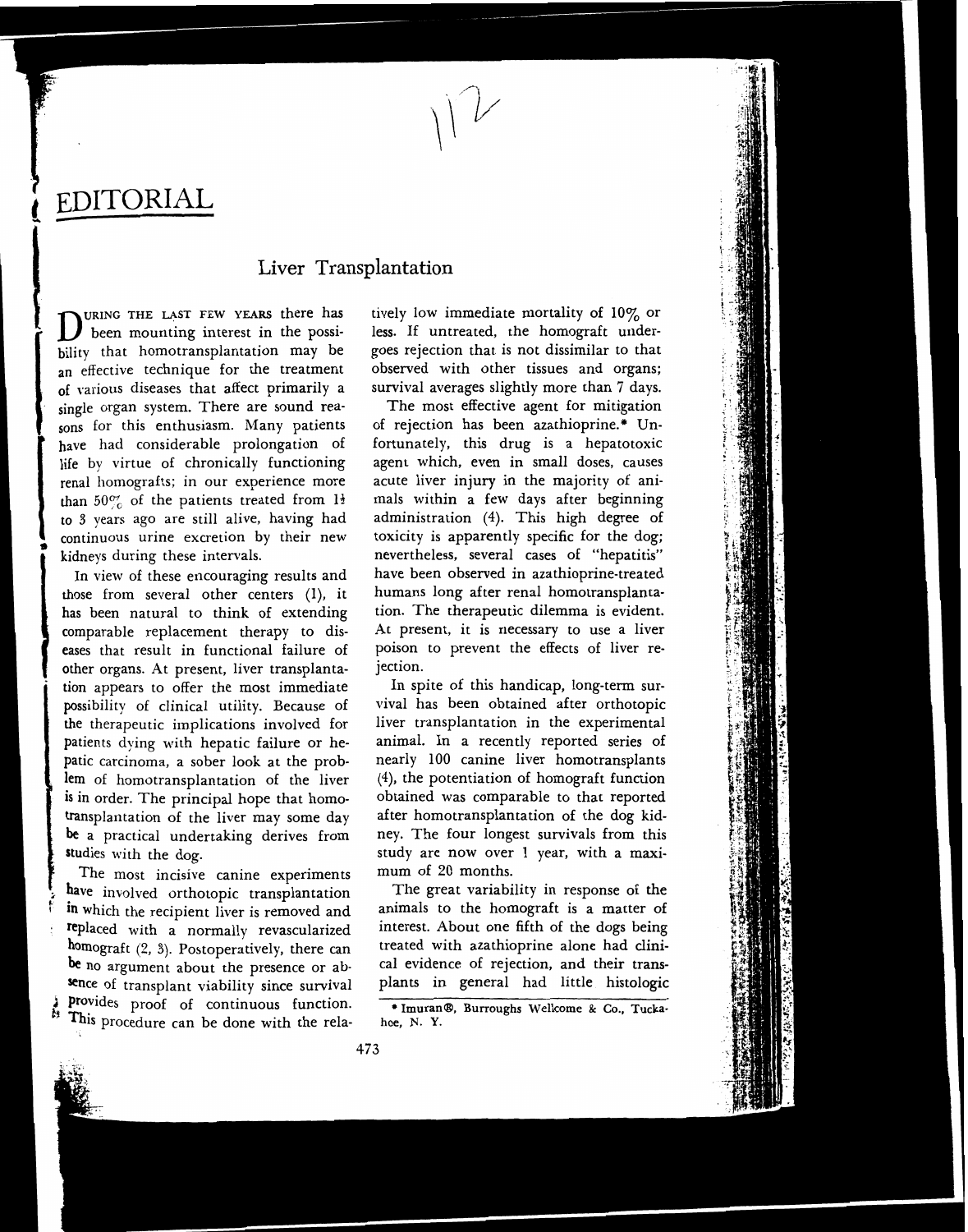# EDITORIAL

## Liver Transplantation

During the last few years there has been mounting interest in the possibility that homotransplantation may be an effective technique for the treatment of various diseases that affect primarily a single organ system. There are sound reasons for this enthusiasm. Many patients have had considerable prolongation of life by virtue of chronically functioning renal homografts; in our experience more than 50% of the patients treated from 1½ to 3 years ago are still alive, having had continuous urine excretion by their new kidneys during these intervals.

In view of these encouraging results and those from several other centers (1), it has been natural to think of extending comparable replacement therapy to diseases that result in functional failure of other organs. At present, liver transplantation appears to offer the most immediate possibility of clinical utility. Because of the therapeutic implications involved for patients dying with hepatic failure or hepatic carcinoma, a sober look at the problem of homotransplantation of the liver is in order. The principal hope that homotransplantation of the liver may some day be a practical undertaking derives from studies with the dog.

The most incisive canine experiments have involved orthotopic transplantation in which the recipient liver is removed and replaced with a normally revascularized homograft (2, 3). Postoperatively, there can be no argument about the presence or absence of transplant viability since survival provides proof of continuous function. This procedure can be done with the relatively low immediate mortality of 10% or less. If untreated, the homograft undergoes rejection that is not dissimilar to that observed with other tissues and organs; survival averages slightly more than 7 days.

The most effective agent for mitigation of rejection has been azathioprine.* Unfortunately, this drug is a hepatotoxic agent which, even in small doses, causes acute liver injury in the majority of animals within a few days after beginning administration (4). This high degree of toxicity is apparently specific for the dog; nevertheless, several cases of "hepatitis" have been observed in azathioprine-treated humans long after renal homotransplantation. The therapeutic dilemma is evident. At present, it is necessary to use a liver poison to prevent the effects of liver rejection.

In spite of this handicap, long-term survival has been obtained after orthotopic liver transplantation in the experimental animal. In a recently reported series of nearly 100 canine liver homotransplants (4), the potentiation of homograft function obtained was comparable to that reported after homotransplantation of the dog kidney. The four longest survivals from this study are now over 1 year, with a maximum of 20 months.

The great variability in response of the animals to the homograft is a matter of interest. About one fifth of the dogs being treated with azathioprine alone had clinical evidence of rejection, and their transplants in general had little histologic

* Imuran®, Burroughs Wellcome & Co., Tuckahoe, N. Y.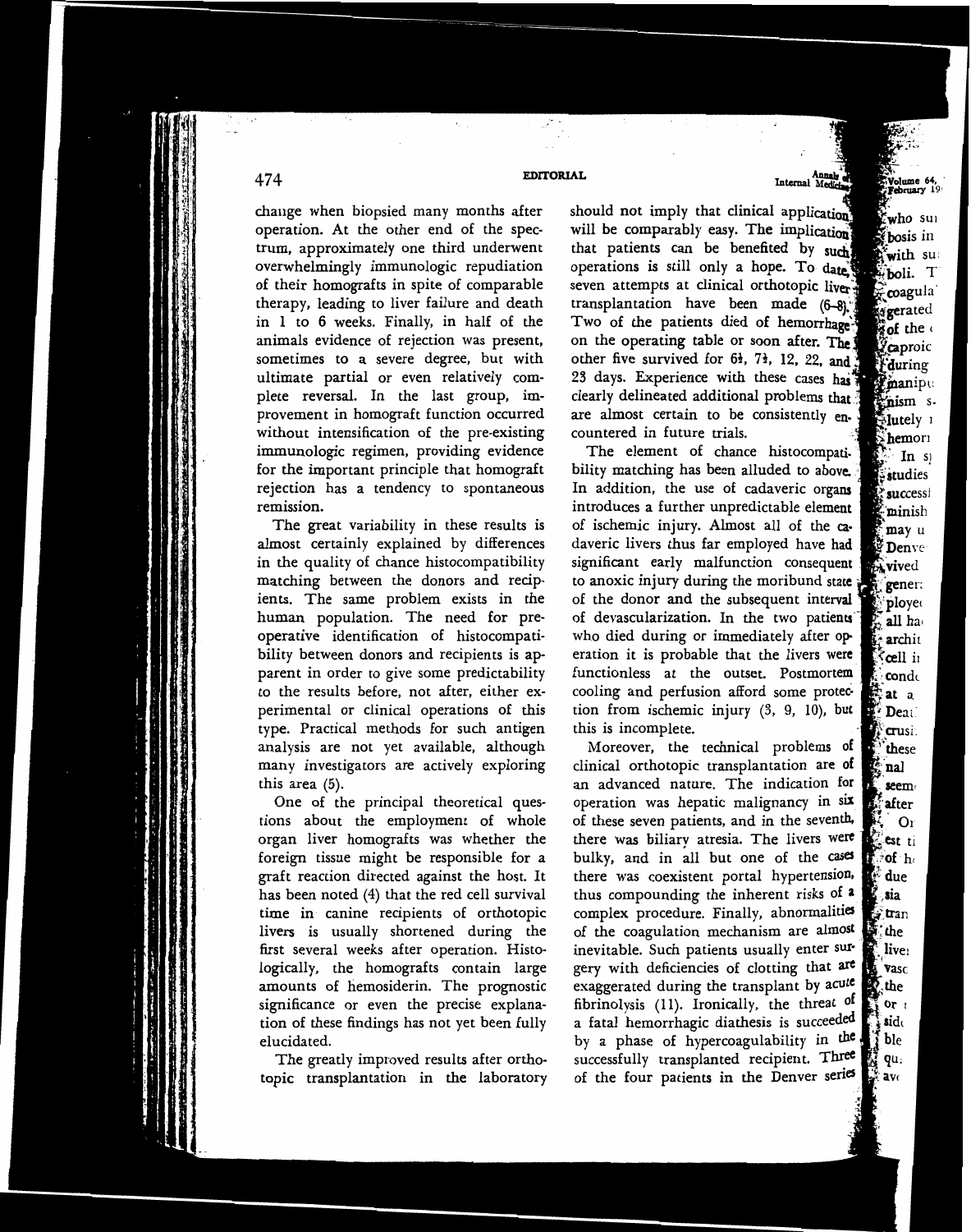change when biopsied many months after operation. At the other end of the spectrum, approximately one third underwent overwhelmingly immunologic repudiation of their homografts in spite of comparable therapy, leading to liver failure and death in 1 to 6 weeks. Finally, in half of the animals evidence of rejection was present, sometimes to a severe degree, but with ultimate partial or even relatively complete reversal. In the last group, improvement in homograft function occurred without intensification of the pre-existing immunologic regimen, providing evidence for the important principle that homograft rejection has a tendency to spontaneous remission.

The great variability in these results is almost certainly explained by differences in the quality of chance histocompatibility matching between the donors and recipients. The same problem exists in the human population. The need for preoperative identification of histocompatibility between donors and recipients is apparent in order to give some predictability to the results before, not after, either experimental or clinical operations of this type. Practical methods for such antigen analysis are not yet available, although many investigators are actively exploring this area (5).

One of the principal theoretical questions about the employment of whole organ liver homografts was whether the foreign tissue might be responsible for a graft reaction directed against the host. It has been noted (4) that the red cell survival time in canine recipients of orthotopic livers is usually shortened during the first several weeks after operation. Histologically, the homografts contain large amounts of hemosiderin. The prognostic significance or even the precise explanation of these findings has not yet been fully elucidated.

The greatly improved results after orthotopic transplantation in the laboratory should not imply that clinical application will be comparably easy. The implication that patients can be benefited by such operations is still only a hope. To date, seven attempts at clinical orthotopic liver transplantation have been made (6–8). Two of the patients died of hemorrhage on the operating table or soon after. The other five survived for 6½, 7½, 12, 22, and 23 days. Experience with these cases has clearly delineated additional problems that are almost certain to be consistently encountered in future trials.

The element of chance histocompatibility matching has been alluded to above. In addition, the use of cadaveric organs introduces a further unpredictable element of ischemic injury. Almost all of the cadaveric livers thus far employed have had significant early malfunction consequent to anoxic injury during the moribund state of the donor and the subsequent interval of devascularization. In the two patients who died during or immediately after operation it is probable that the livers were functionless at the outset. Postmortem cooling and perfusion afford some protection from ischemic injury (3, 9, 10), but this is incomplete.

Moreover, the technical problems of clinical orthotopic transplantation are of an advanced nature. The indication for operation was hepatic malignancy in six of these seven patients, and in the seventh, there was biliary atresia. The livers were bulky, and in all but one of the cases there was coexistent portal hypertension, thus compounding the inherent risks of a complex procedure. Finally, abnormalities of the coagulation mechanism are almost inevitable. Such patients usually enter surgery with deficiencies of clotting that are exaggerated during the transplant by acute fibrinolysis (11). Ironically, the threat of a fatal hemorrhagic diathesis is succeeded by a phase of hypercoagulability in the successfully transplanted recipient. Three of the four patients in the Denver series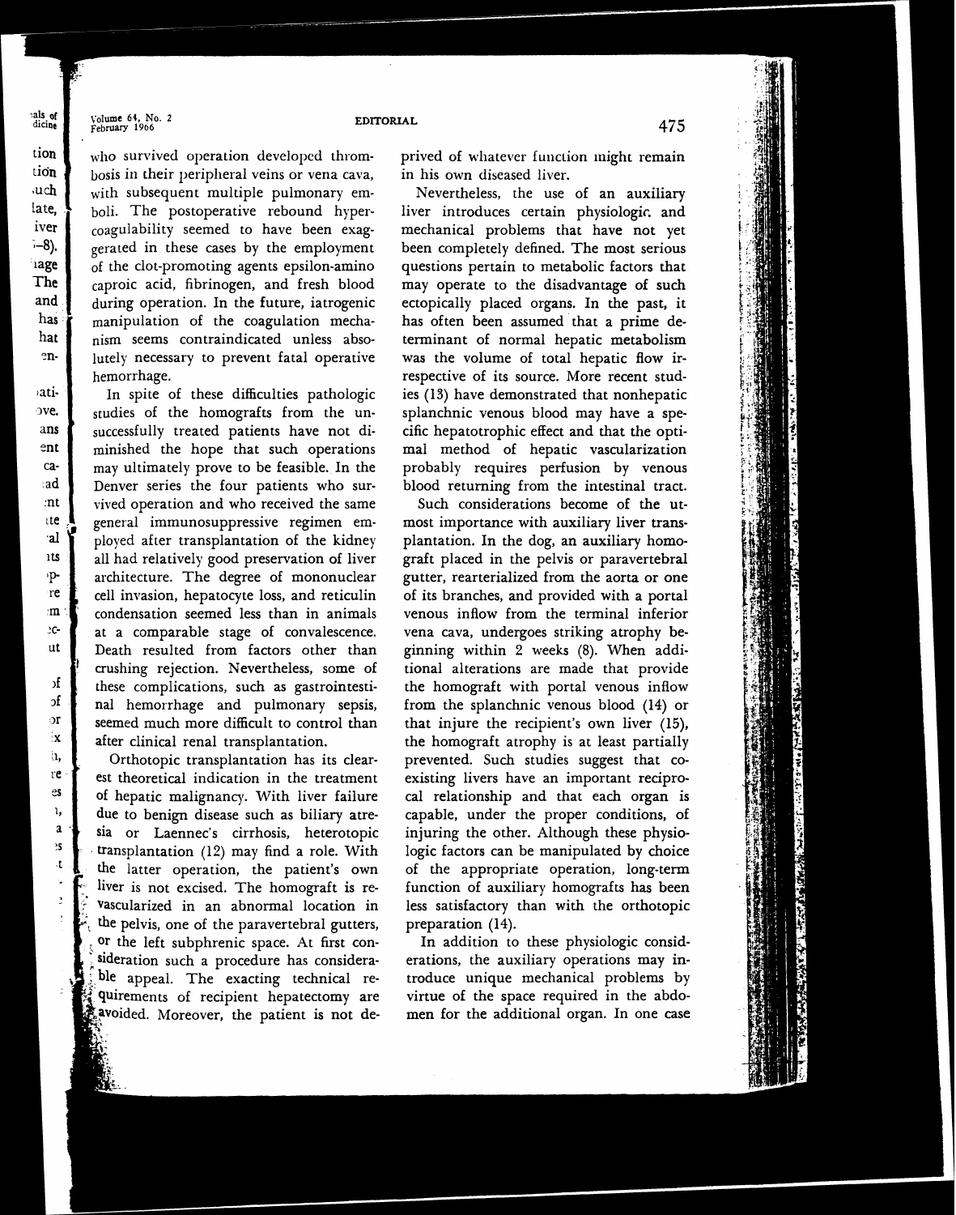who survived operation developed thrombosis in their peripheral veins or vena cava, with subsequent multiple pulmonary emboli. The postoperative rebound hypercoagulability seemed to have been exaggerated in these cases by the employment of the clot-promoting agents epsilon-amino caproic acid, fibrinogen, and fresh blood during operation. In the future, iatrogenic manipulation of the coagulation mechanism seems contraindicated unless absolutely necessary to prevent fatal operative hemorrhage.

In spite of these difficulties pathologic studies of the homografts from the unsuccessfully treated patients have not diminished the hope that such operations may ultimately prove to be feasible. In the Denver series the four patients who survived operation and who received the same general immunosuppressive regimen employed after transplantation of the kidney all had relatively good preservation of liver architecture. The degree of mononuclear cell invasion, hepatocyte loss, and reticulin condensation seemed less than in animals at a comparable stage of convalescence. Death resulted from factors other than crushing rejection. Nevertheless, some of these complications, such as gastrointestinal hemorrhage and pulmonary sepsis, seemed much more difficult to control than after clinical renal transplantation.

Orthotopic transplantation has its clearest theoretical indication in the treatment of hepatic malignancy. With liver failure due to benign disease such as biliary atresia or Laennec's cirrhosis, heterotopic transplantation (12) may find a role. With the latter operation, the patient's own liver is not excised. The homograft is revascularized in an abnormal location in the pelvis, one of the paravertebral gutters, or the left subphrenic space. At first consideration such a procedure has considerable appeal. The exacting technical requirements of recipient hepatectomy are avoided. Moreover, the patient is not deprived of whatever function might remain in his own diseased liver.

Nevertheless, the use of an auxiliary liver introduces certain physiologic and mechanical problems that have not yet been completely defined. The most serious questions pertain to metabolic factors that may operate to the disadvantage of such ectopically placed organs. In the past, it has often been assumed that a prime determinant of normal hepatic metabolism was the volume of total hepatic flow irrespective of its source. More recent studies (13) have demonstrated that nonhepatic splanchnic venous blood may have a specific hepatotrophic effect and that the optimal method of hepatic vascularization probably requires perfusion by venous blood returning from the intestinal tract.

Such considerations become of the utmost importance with auxiliary liver transplantation. In the dog, an auxiliary homograft placed in the pelvis or paravertebral gutter, rearterialized from the aorta or one of its branches, and provided with a portal venous inflow from the terminal inferior vena cava, undergoes striking atrophy beginning within 2 weeks (8). When additional alterations are made that provide the homograft with portal venous inflow from the splanchnic venous blood (14) or that injure the recipient's own liver (15), the homograft atrophy is at least partially prevented. Such studies suggest that coexisting livers have an important reciprocal relationship and that each organ is capable, under the proper conditions, of injuring the other. Although these physiologic factors can be manipulated by choice of the appropriate operation, long-term function of auxiliary homografts has been less satisfactory than with the orthotopic preparation (14).

In addition to these physiologic considerations, the auxiliary operations may introduce unique mechanical problems by virtue of the space required in the abdomen for the additional organ. In one case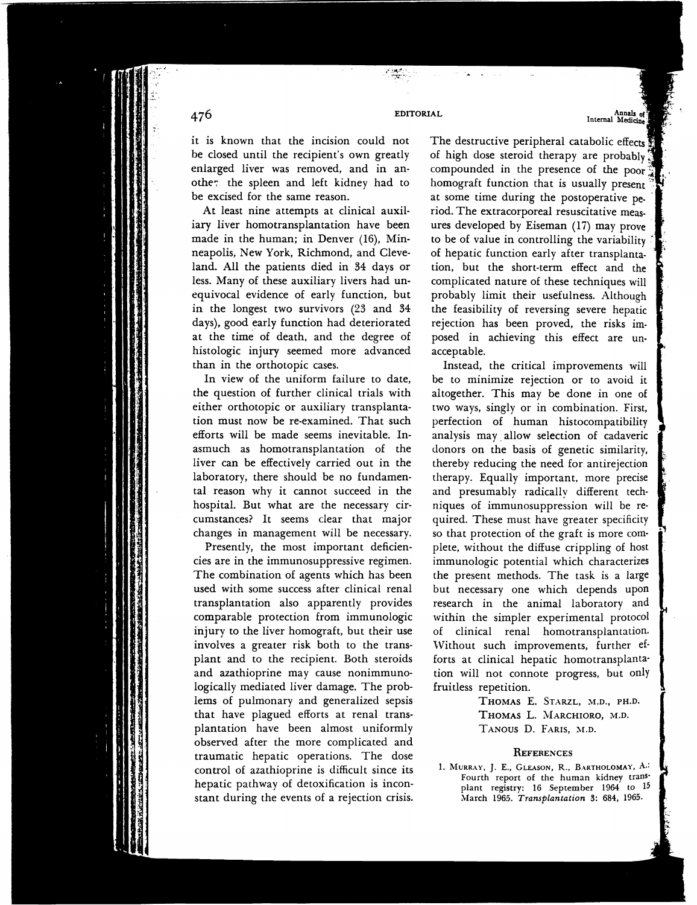it is known that the incision could not be closed until the recipient's own greatly enlarged liver was removed, and in another the spleen and left kidney had to be excised for the same reason.

At least nine attempts at clinical auxiliary liver homotransplantation have been made in the human; in Denver (16), Minneapolis, New York, Richmond, and Cleveland. All the patients died in 34 days or less. Many of these auxiliary livers had unequivocal evidence of early function, but in the longest two survivors (23 and 34 days), good early function had deteriorated at the time of death, and the degree of histologic injury seemed more advanced than in the orthotopic cases.

In view of the uniform failure to date, the question of further clinical trials with either orthotopic or auxiliary transplantation must now be re-examined. That such efforts will be made seems inevitable. Inasmuch as homotransplantation of the liver can be effectively carried out in the laboratory, there should be no fundamental reason why it cannot succeed in the hospital. But what are the necessary circumstances? It seems clear that major changes in management will be necessary.

Presently, the most important deficiencies are in the immunosuppressive regimen. The combination of agents which has been used with some success after clinical renal transplantation also apparently provides comparable protection from immunologic injury to the liver homograft, but their use involves a greater risk both to the transplant and to the recipient. Both steroids and azathioprine may cause nonimmunologically mediated liver damage. The problems of pulmonary and generalized sepsis that have plagued efforts at renal transplantation have been almost uniformly observed after the more complicated and traumatic hepatic operations. The dose control of azathioprine is difficult since its hepatic pathway of detoxification is inconstant during the events of a rejection crisis. The destructive peripheral catabolic effects of high dose steroid therapy are probably compounded in the presence of the poor homograft function that is usually present at some time during the postoperative period. The extracorporeal resuscitative measures developed by Eiseman (17) may prove to be of value in controlling the variability of hepatic function early after transplantation, but the short-term effect and the complicated nature of these techniques will probably limit their usefulness. Although the feasibility of reversing severe hepatic rejection has been proved, the risks imposed in achieving this effect are unacceptable.

Instead, the critical improvements will be to minimize rejection or to avoid it altogether. This may be done in one of two ways, singly or in combination. First, perfection of human histocompatibility analysis may allow selection of cadaveric donors on the basis of genetic similarity, thereby reducing the need for antirejection therapy. Equally important, more precise and presumably radically different techniques of immunosuppression will be required. These must have greater specificity so that protection of the graft is more complete, without the diffuse crippling of host immunologic potential which characterizes the present methods. The task is a large but necessary one which depends upon research in the animal laboratory and within the simpler experimental protocol of clinical renal homotransplantation. Without such improvements, further efforts at clinical hepatic homotransplantation will not connote progress, but only fruitless repetition.

THOMAS E. STARZL, M.D., PH.D.
THOMAS L. MARCHIORO, M.D.
TANOUS D. FARIS, M.D.

## REFERENCES

1. MURRAY, J. E., GLEASON, R., BARTHOLOMAY, A.: Fourth report of the human kidney transplant registry: 16 September 1964 to 15 March 1965. *Transplantation* 3: 684, 1965.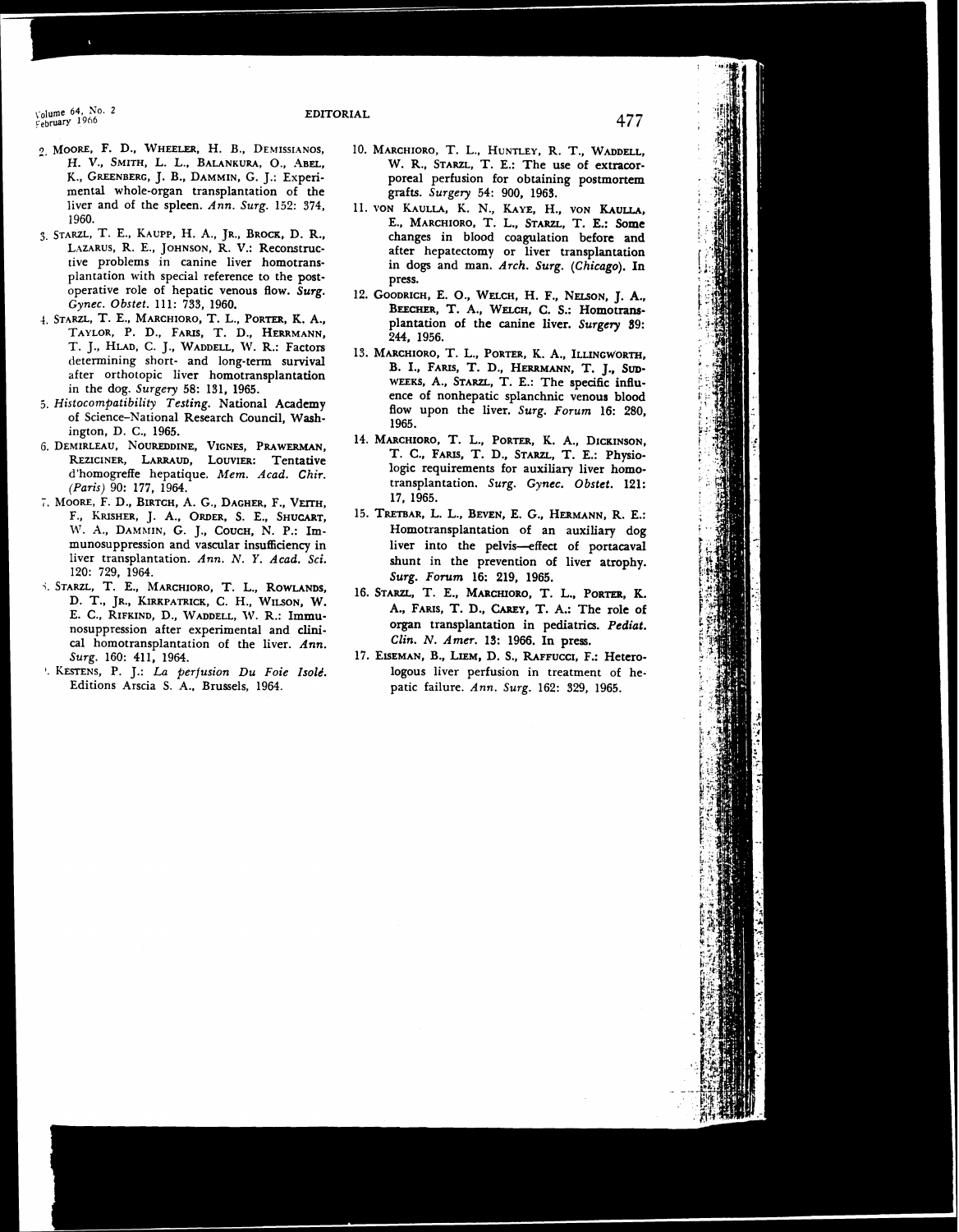2. Moore, F. D., Wheeler, H. B., Demissianos, H. V., Smith, L. L., Balankura, O., Abel, K., Greenberg, J. B., Dammin, G. J.: Experimental whole-organ transplantation of the liver and of the spleen. *Ann. Surg.* 152: 374, 1960.
3. Starzl, T. E., Kaupp, H. A., Jr., Brock, D. R., Lazarus, R. E., Johnson, R. V.: Reconstructive problems in canine liver homotransplantation with special reference to the postoperative role of hepatic venous flow. *Surg. Gynec. Obstet.* 111: 733, 1960.
4. Starzl, T. E., Marchioro, T. L., Porter, K. A., Taylor, P. D., Faris, T. D., Herrmann, T. J., Hlad, C. J., Waddell, W. R.: Factors determining short- and long-term survival after orthotopic liver homotransplantation in the dog. *Surgery* 58: 131, 1965.
5. *Histocompatibility Testing.* National Academy of Science-National Research Council, Washington, D. C., 1965.
6. Demirleau, Noureddine, Vignes, Prawerman, Reziciner, Larraud, Louvier: Tentative d'homogreffe hepatique. *Mem. Acad. Chir. (Paris)* 90: 177, 1964.
7. Moore, F. D., Birtch, A. G., Dagher, F., Veith, F., Krisher, J. A., Order, S. E., Shucart, W. A., Dammin, G. J., Couch, N. P.: Immunosuppression and vascular insufficiency in liver transplantation. *Ann. N. Y. Acad. Sci.* 120: 729, 1964.
8. Starzl, T. E., Marchioro, T. L., Rowlands, D. T., Jr., Kirkpatrick, C. H., Wilson, W. E. C., Rifkind, D., Waddell, W. R.: Immunosuppression after experimental and clinical homotransplantation of the liver. *Ann. Surg.* 160: 411, 1964.
9. Kestens, P. J.: *La perfusion Du Foie Isolé.* Editions Arscia S. A., Brussels, 1964.
10. Marchioro, T. L., Huntley, R. T., Waddell, W. R., Starzl, T. E.: The use of extracorporeal perfusion for obtaining postmortem grafts. *Surgery* 54: 900, 1963.
11. von Kaulla, K. N., Kaye, H., von Kaulla, E., Marchioro, T. L., Starzl, T. E.: Some changes in blood coagulation before and after hepatectomy or liver transplantation in dogs and man. *Arch. Surg. (Chicago).* In press.
12. Goodrich, E. O., Welch, H. F., Nelson, J. A., Beecher, T. A., Welch, C. S.: Homotransplantation of the canine liver. *Surgery* 39: 244, 1956.
13. Marchioro, T. L., Porter, K. A., Illingworth, B. I., Faris, T. D., Herrmann, T. J., Sudweeks, A., Starzl, T. E.: The specific influence of nonhepatic splanchnic venous blood flow upon the liver. *Surg. Forum* 16: 280, 1965.
14. Marchioro, T. L., Porter, K. A., Dickinson, T. C., Faris, T. D., Starzl, T. E.: Physiologic requirements for auxiliary liver homotransplantation. *Surg. Gynec. Obstet.* 121: 17, 1965.
15. Tretbar, L. L., Beven, E. G., Hermann, R. E.: Homotransplantation of an auxiliary dog liver into the pelvis—effect of portacaval shunt in the prevention of liver atrophy. *Surg. Forum* 16: 219, 1965.
16. Starzl, T. E., Marchioro, T. L., Porter, K. A., Faris, T. D., Carey, T. A.: The role of organ transplantation in pediatrics. *Pediat. Clin. N. Amer.* 13: 1966. In press.
17. Eiseman, B., Liem, D. S., Raffucci, F.: Heterologous liver perfusion in treatment of hepatic failure. *Ann. Surg.* 162: 329, 1965.